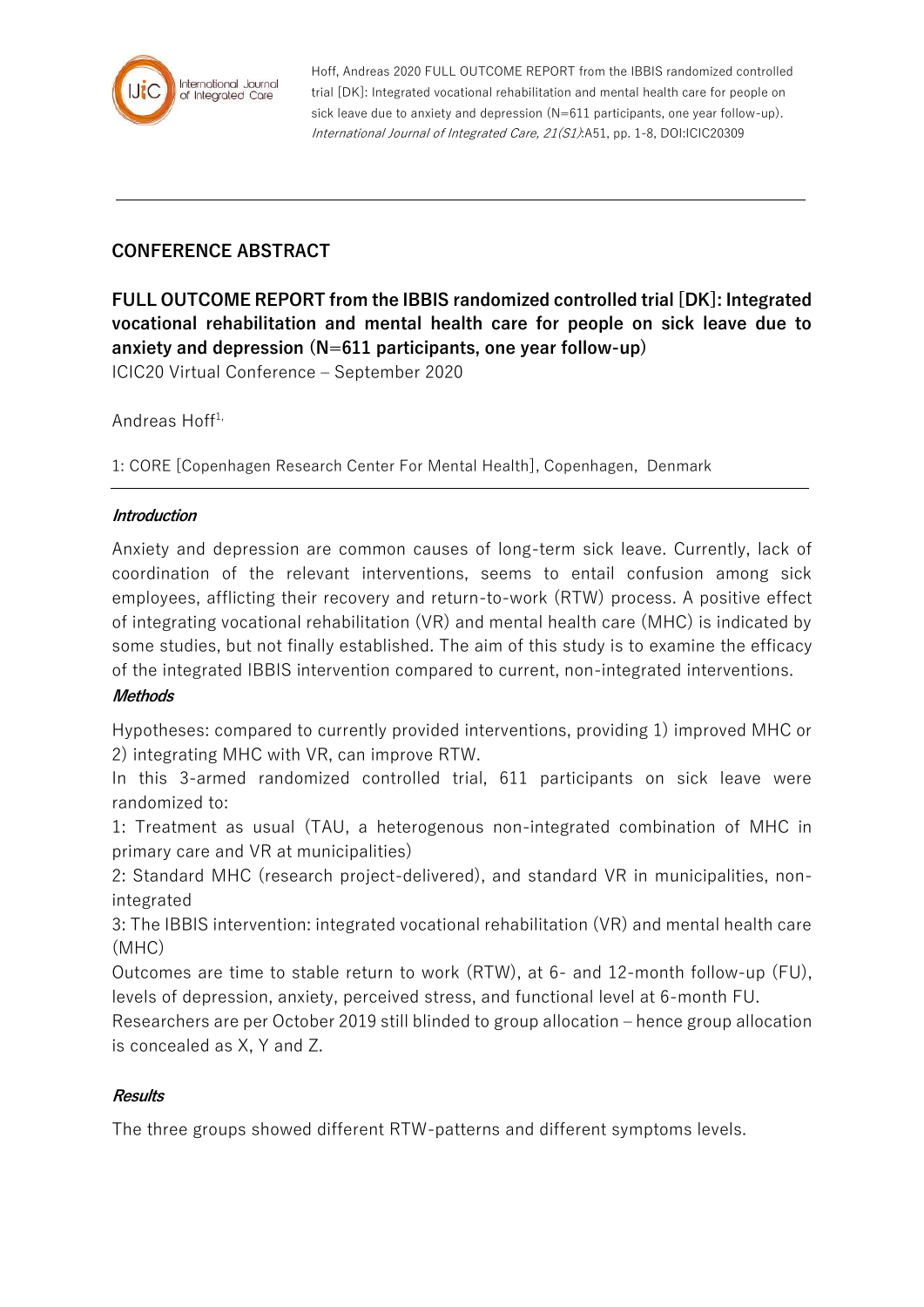## CONFERENCE ABSTRACT

# FULL OUTCOME REPORT from the IBBIS randomized controlled trial [DK]: Integrated vocational rehabilitation and mental health care for people on sick leave due to anxiety and depression (N=611 participants, one year follow-up)

ICIC20 Virtual Conference – September 2020

Andreas Hoff[1,]

1: CORE [Copenhagen Research Center For Mental Health], Copenhagen, Denmark

### *Introduction*

Anxiety and depression are common causes of long-term sick leave. Currently, lack of coordination of the relevant interventions, seems to entail confusion among sick employees, afflicting their recovery and return-to-work (RTW) process. A positive effect of integrating vocational rehabilitation (VR) and mental health care (MHC) is indicated by some studies, but not finally established. The aim of this study is to examine the efficacy of the integrated IBBIS intervention compared to current, non-integrated interventions.

### *Methods*

Hypotheses: compared to currently provided interventions, providing 1) improved MHC or 2) integrating MHC with VR, can improve RTW.

In this 3-armed randomized controlled trial, 611 participants on sick leave were randomized to:

1: Treatment as usual (TAU, a heterogenous non-integrated combination of MHC in primary care and VR at municipalities)

2: Standard MHC (research project-delivered), and standard VR in municipalities, non-integrated

3: The IBBIS intervention: integrated vocational rehabilitation (VR) and mental health care (MHC)

Outcomes are time to stable return to work (RTW), at 6- and 12-month follow-up (FU), levels of depression, anxiety, perceived stress, and functional level at 6-month FU.

Researchers are per October 2019 still blinded to group allocation – hence group allocation is concealed as X, Y and Z.

### *Results*

The three groups showed different RTW-patterns and different symptoms levels.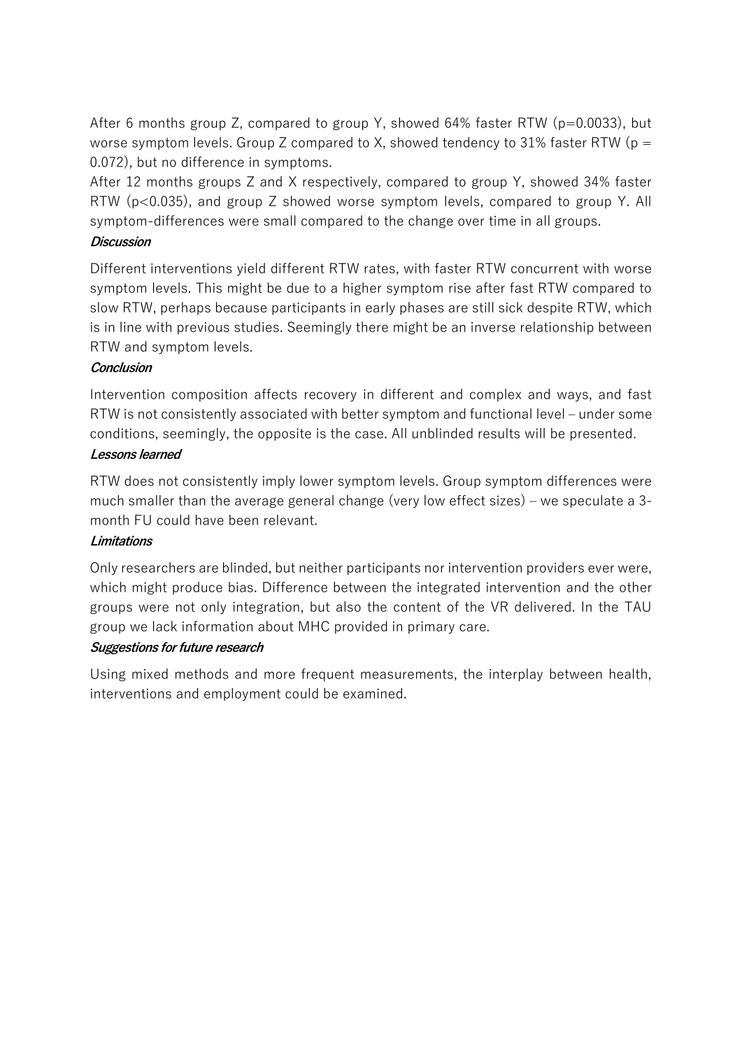After 6 months group Z, compared to group Y, showed 64% faster RTW ($p=0.0033$), but worse symptom levels. Group Z compared to X, showed tendency to 31% faster RTW ($p = 0.072$), but no difference in symptoms.

After 12 months groups Z and X respectively, compared to group Y, showed 34% faster RTW ($p<0.035$), and group Z showed worse symptom levels, compared to group Y. All symptom-differences were small compared to the change over time in all groups.

### *Discussion*

Different interventions yield different RTW rates, with faster RTW concurrent with worse symptom levels. This might be due to a higher symptom rise after fast RTW compared to slow RTW, perhaps because participants in early phases are still sick despite RTW, which is in line with previous studies. Seemingly there might be an inverse relationship between RTW and symptom levels.

### *Conclusion*

Intervention composition affects recovery in different and complex and ways, and fast RTW is not consistently associated with better symptom and functional level – under some conditions, seemingly, the opposite is the case. All unblinded results will be presented.

### *Lessons learned*

RTW does not consistently imply lower symptom levels. Group symptom differences were much smaller than the average general change (very low effect sizes) – we speculate a 3-month FU could have been relevant.

### *Limitations*

Only researchers are blinded, but neither participants nor intervention providers ever were, which might produce bias. Difference between the integrated intervention and the other groups were not only integration, but also the content of the VR delivered. In the TAU group we lack information about MHC provided in primary care.

### *Suggestions for future research*

Using mixed methods and more frequent measurements, the interplay between health, interventions and employment could be examined.